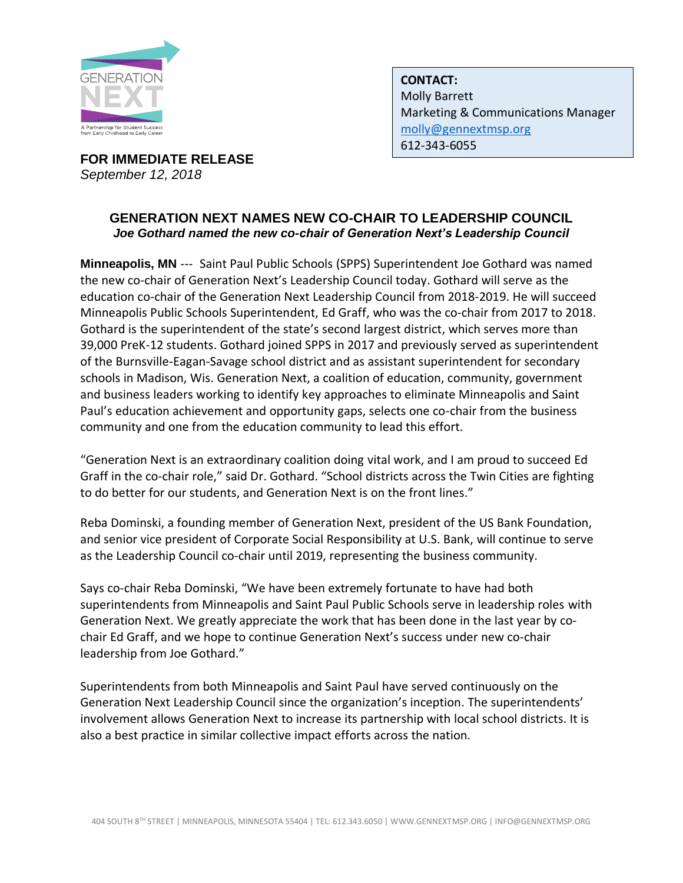**CONTACT:**
Molly Barrett
Marketing & Communications Manager
molly@gennextmsp.org
612-343-6055

**FOR IMMEDIATE RELEASE**
*September 12, 2018*

# GENERATION NEXT NAMES NEW CO-CHAIR TO LEADERSHIP COUNCIL

***Joe Gothard named the new co-chair of Generation Next's Leadership Council***

**Minneapolis, MN** --- Saint Paul Public Schools (SPPS) Superintendent Joe Gothard was named the new co-chair of Generation Next's Leadership Council today. Gothard will serve as the education co-chair of the Generation Next Leadership Council from 2018-2019. He will succeed Minneapolis Public Schools Superintendent, Ed Graff, who was the co-chair from 2017 to 2018. Gothard is the superintendent of the state's second largest district, which serves more than 39,000 PreK-12 students. Gothard joined SPPS in 2017 and previously served as superintendent of the Burnsville-Eagan-Savage school district and as assistant superintendent for secondary schools in Madison, Wis. Generation Next, a coalition of education, community, government and business leaders working to identify key approaches to eliminate Minneapolis and Saint Paul's education achievement and opportunity gaps, selects one co-chair from the business community and one from the education community to lead this effort.

"Generation Next is an extraordinary coalition doing vital work, and I am proud to succeed Ed Graff in the co-chair role," said Dr. Gothard. "School districts across the Twin Cities are fighting to do better for our students, and Generation Next is on the front lines."

Reba Dominski, a founding member of Generation Next, president of the US Bank Foundation, and senior vice president of Corporate Social Responsibility at U.S. Bank, will continue to serve as the Leadership Council co-chair until 2019, representing the business community.

Says co-chair Reba Dominski, "We have been extremely fortunate to have had both superintendents from Minneapolis and Saint Paul Public Schools serve in leadership roles with Generation Next. We greatly appreciate the work that has been done in the last year by co-chair Ed Graff, and we hope to continue Generation Next's success under new co-chair leadership from Joe Gothard."

Superintendents from both Minneapolis and Saint Paul have served continuously on the Generation Next Leadership Council since the organization's inception. The superintendents' involvement allows Generation Next to increase its partnership with local school districts. It is also a best practice in similar collective impact efforts across the nation.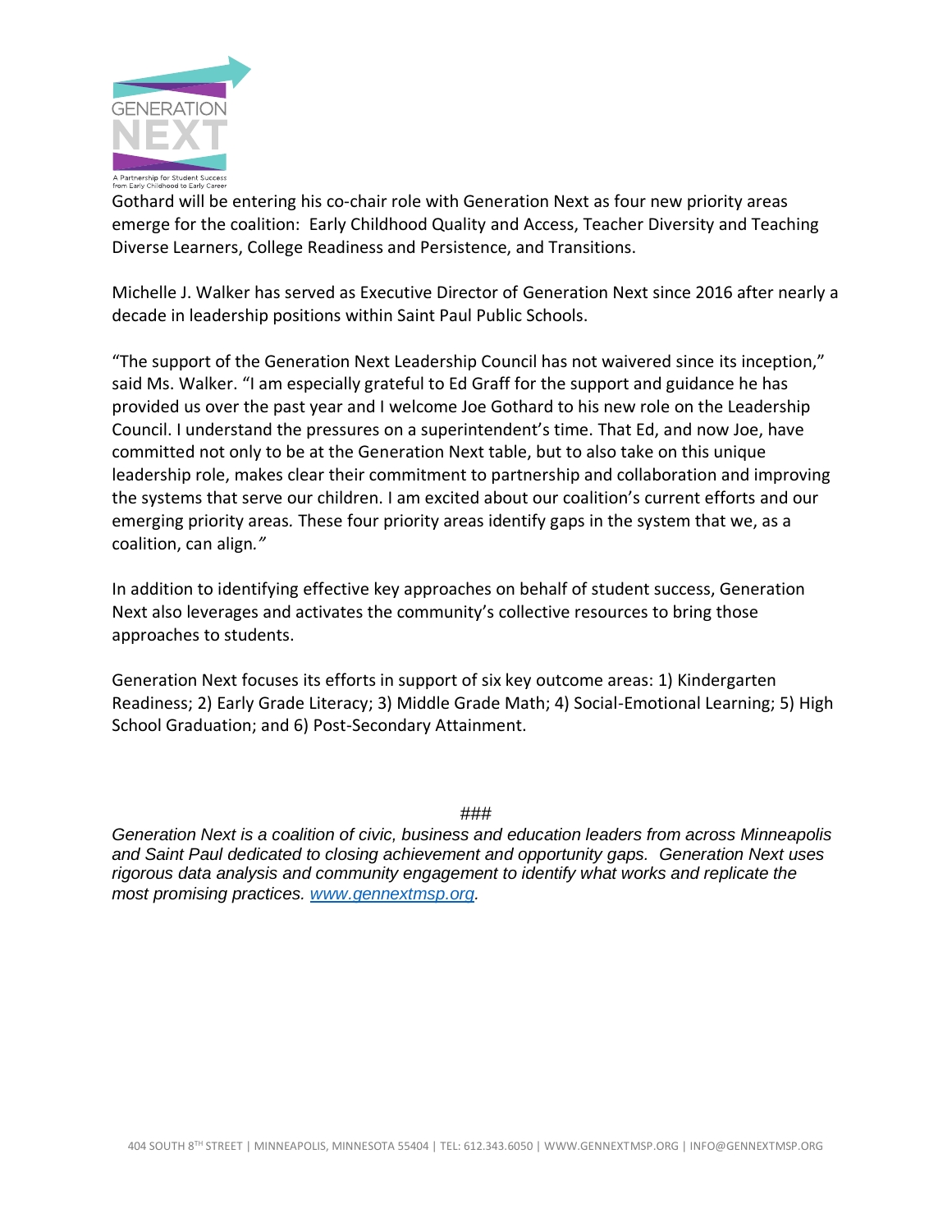Gothard will be entering his co-chair role with Generation Next as four new priority areas emerge for the coalition: Early Childhood Quality and Access, Teacher Diversity and Teaching Diverse Learners, College Readiness and Persistence, and Transitions.

Michelle J. Walker has served as Executive Director of Generation Next since 2016 after nearly a decade in leadership positions within Saint Paul Public Schools.

"The support of the Generation Next Leadership Council has not waivered since its inception," said Ms. Walker. "I am especially grateful to Ed Graff for the support and guidance he has provided us over the past year and I welcome Joe Gothard to his new role on the Leadership Council. I understand the pressures on a superintendent's time. That Ed, and now Joe, have committed not only to be at the Generation Next table, but to also take on this unique leadership role, makes clear their commitment to partnership and collaboration and improving the systems that serve our children. I am excited about our coalition's current efforts and our emerging priority areas. These four priority areas identify gaps in the system that we, as a coalition, can align."

In addition to identifying effective key approaches on behalf of student success, Generation Next also leverages and activates the community's collective resources to bring those approaches to students.

Generation Next focuses its efforts in support of six key outcome areas: 1) Kindergarten Readiness; 2) Early Grade Literacy; 3) Middle Grade Math; 4) Social-Emotional Learning; 5) High School Graduation; and 6) Post-Secondary Attainment.

###

*Generation Next is a coalition of civic, business and education leaders from across Minneapolis and Saint Paul dedicated to closing achievement and opportunity gaps. Generation Next uses rigorous data analysis and community engagement to identify what works and replicate the most promising practices. [www.gennextmsp.org](http://www.gennextmsp.org).*